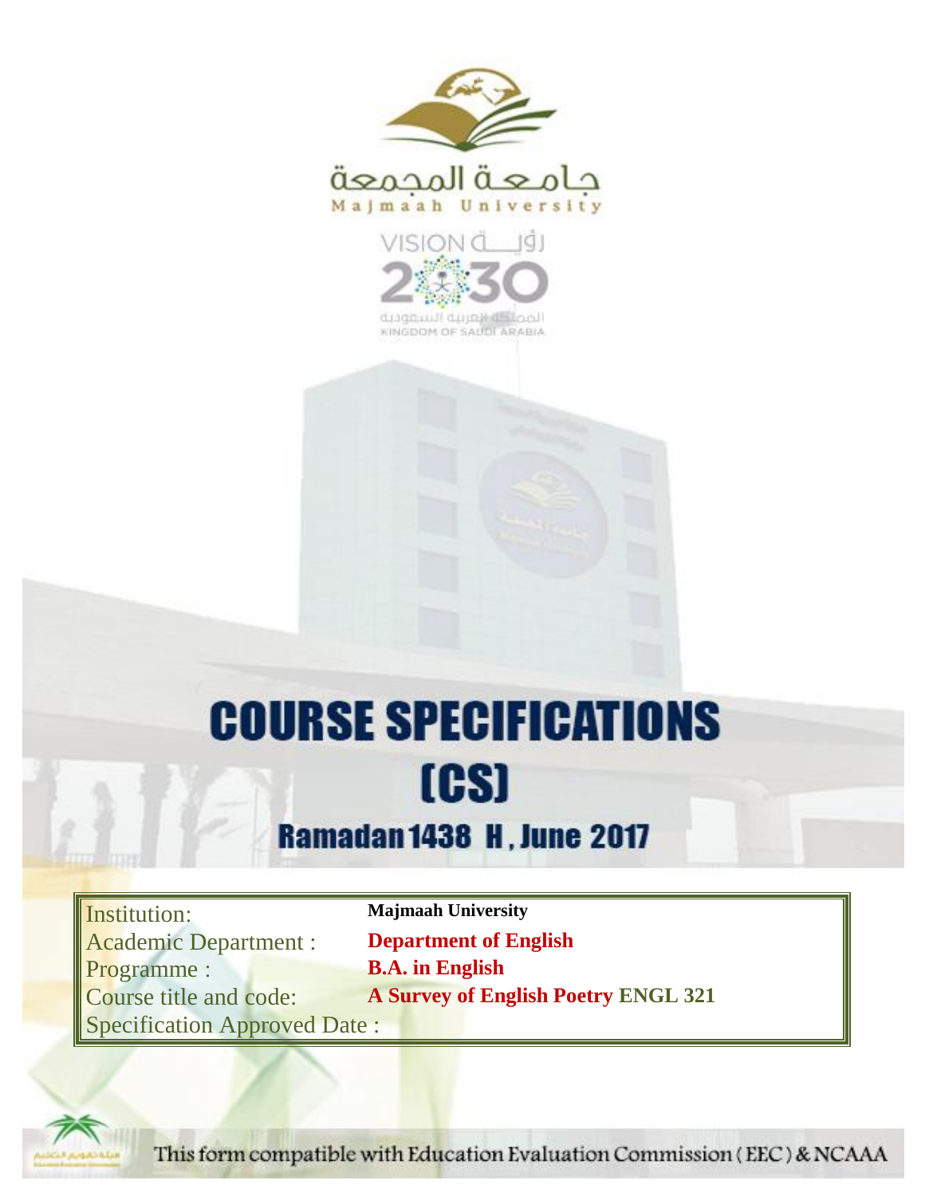جامعة المجمعة
Majmaah University

# COURSE SPECIFICATIONS (CS)

## Ramadan 1438 H , June 2017

| | |
|---|---|
| Institution: | **Majmaah University** |
| Academic Department : | **Department of English** |
| Programme : | **B.A. in English** |
| Course title and code: | **A Survey of English Poetry ENGL 321** |
| Specification Approved Date : | |

This form compatible with Education Evaluation Commission ( EEC ) & NCAAA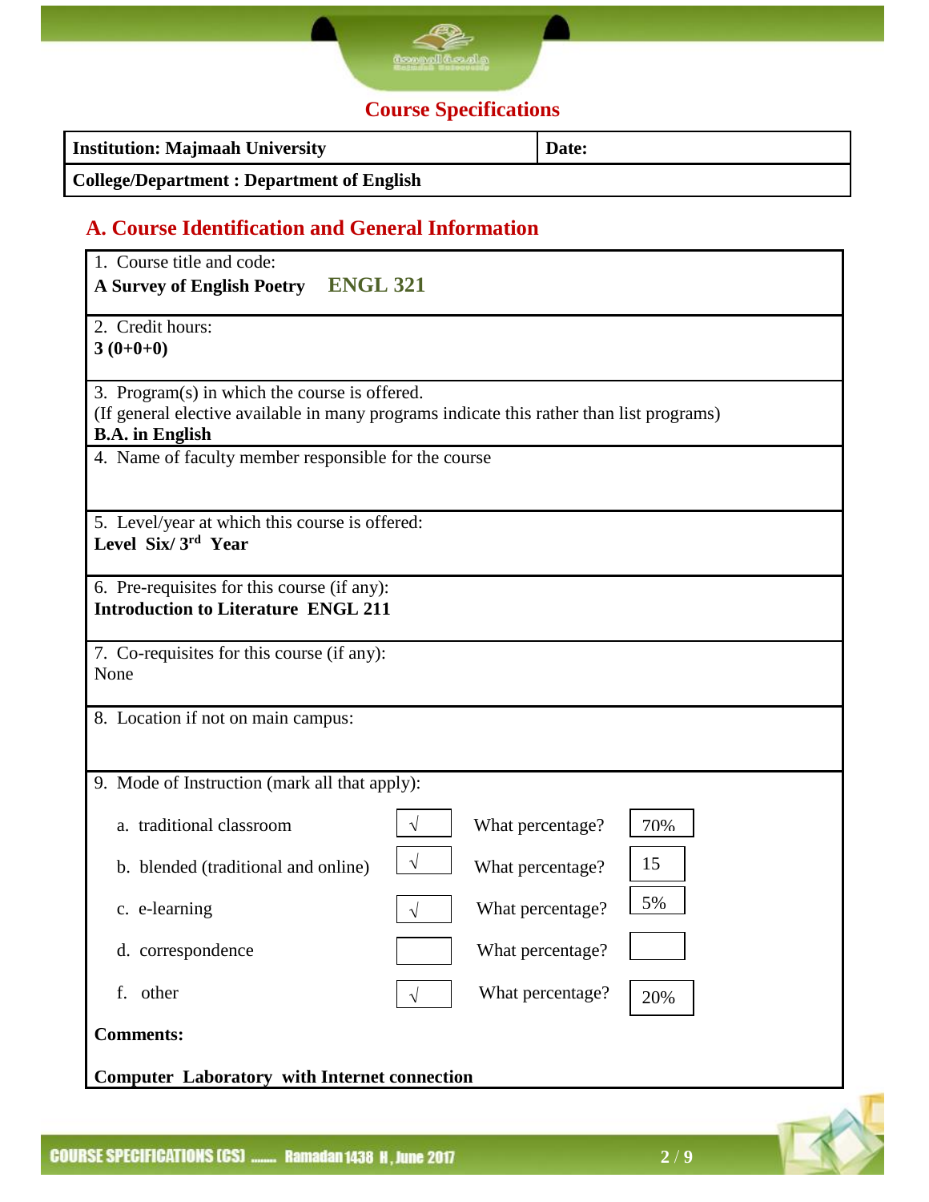## Course Specifications

| Institution: Majmaah University | Date: |
|---|---|
| College/Department : Department of English | |

## A. Course Identification and General Information

1. Course title and code:
**A Survey of English Poetry ENGL 321**

2. Credit hours:
**3 (0+0+0)**

3. Program(s) in which the course is offered.
(If general elective available in many programs indicate this rather than list programs)
**B.A. in English**

4. Name of faculty member responsible for the course

5. Level/year at which this course is offered:
**Level Six/ 3rd Year**

6. Pre-requisites for this course (if any):
**Introduction to Literature ENGL 211**

7. Co-requisites for this course (if any):
None

8. Location if not on main campus:

9. Mode of Instruction (mark all that apply):

| Mode | | | Percentage |
|---|---|---|---|
| a. traditional classroom | √ | What percentage? | 70% |
| b. blended (traditional and online) | √ | What percentage? | 15 |
| c. e-learning | √ | What percentage? | 5% |
| d. correspondence | | What percentage? | |
| f. other | √ | What percentage? | 20% |

**Comments:**

**Computer Laboratory with Internet connection**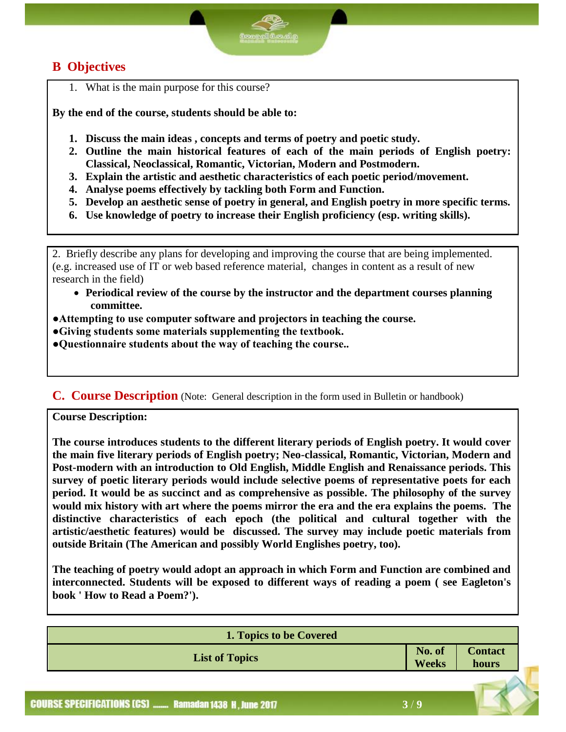## B Objectives

1. What is the main purpose for this course?

**By the end of the course, students should be able to:**

1. **Discuss the main ideas , concepts and terms of poetry and poetic study.**
2. **Outline the main historical features of each of the main periods of English poetry: Classical, Neoclassical, Romantic, Victorian, Modern and Postmodern.**
3. **Explain the artistic and aesthetic characteristics of each poetic period/movement.**
4. **Analyse poems effectively by tackling both Form and Function.**
5. **Develop an aesthetic sense of poetry in general, and English poetry in more specific terms.**
6. **Use knowledge of poetry to increase their English proficiency (esp. writing skills).**

2. Briefly describe any plans for developing and improving the course that are being implemented. (e.g. increased use of IT or web based reference material, changes in content as a result of new research in the field)

- **Periodical review of the course by the instructor and the department courses planning committee.**
- **Attempting to use computer software and projectors in teaching the course.**
- **Giving students some materials supplementing the textbook.**
- **Questionnaire students about the way of teaching the course..**

## C. Course Description (Note: General description in the form used in Bulletin or handbook)

**Course Description:**

**The course introduces students to the different literary periods of English poetry. It would cover the main five literary periods of English poetry; Neo-classical, Romantic, Victorian, Modern and Post-modern with an introduction to Old English, Middle English and Renaissance periods. This survey of poetic literary periods would include selective poems of representative poets for each period. It would be as succinct and as comprehensive as possible. The philosophy of the survey would mix history with art where the poems mirror the era and the era explains the poems. The distinctive characteristics of each epoch (the political and cultural together with the artistic/aesthetic features) would be discussed. The survey may include poetic materials from outside Britain (The American and possibly World Englishes poetry, too).**

**The teaching of poetry would adopt an approach in which Form and Function are combined and interconnected. Students will be exposed to different ways of reading a poem ( see Eagleton's book ' How to Read a Poem?').**

| 1. Topics to be Covered | | |
|---|---|---|
| **List of Topics** | **No. of Weeks** | **Contact hours** |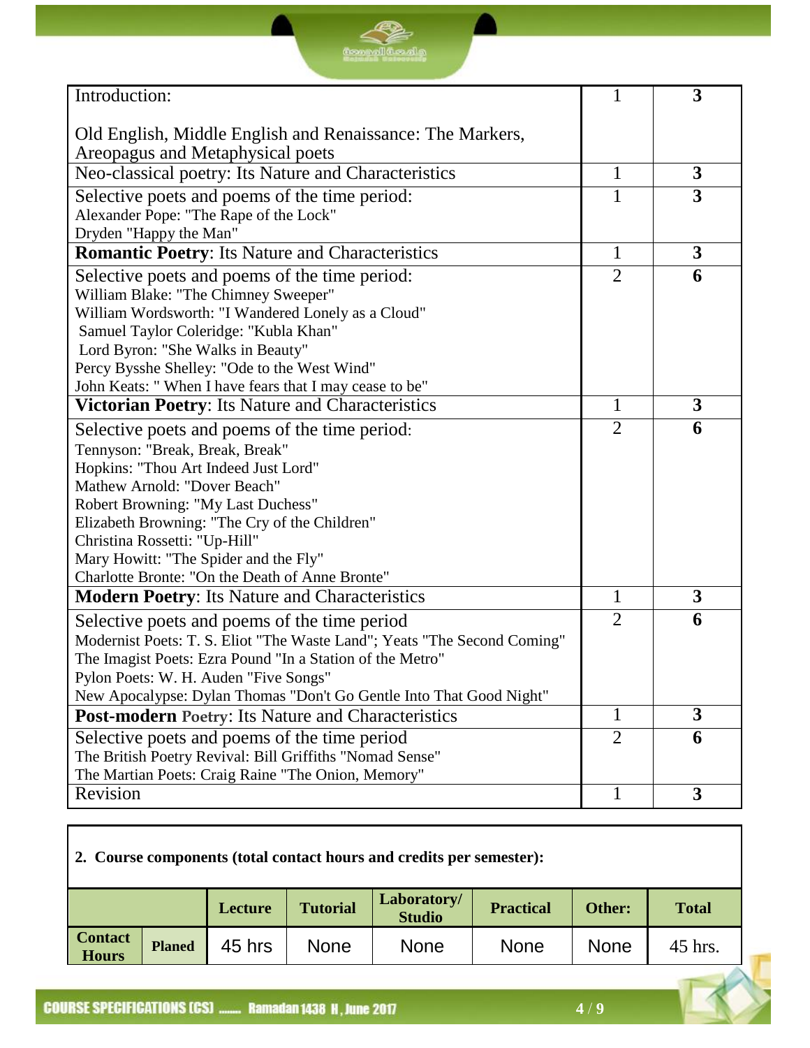| Introduction:<br><br>Old English, Middle English and Renaissance: The Markers, Areopagus and Metaphysical poets | 1 | **3** |
|---|---|---|
| Neo-classical poetry: Its Nature and Characteristics | 1 | **3** |
| Selective poets and poems of the time period:<br>Alexander Pope: "The Rape of the Lock"<br>Dryden "Happy the Man" | 1 | **3** |
| **Romantic Poetry**: Its Nature and Characteristics | 1 | **3** |
| Selective poets and poems of the time period:<br>William Blake: "The Chimney Sweeper"<br>William Wordsworth: "I Wandered Lonely as a Cloud"<br>Samuel Taylor Coleridge: "Kubla Khan"<br>Lord Byron: "She Walks in Beauty"<br>Percy Bysshe Shelley: "Ode to the West Wind"<br>John Keats: " When I have fears that I may cease to be" | 2 | **6** |
| **Victorian Poetry**: Its Nature and Characteristics | 1 | **3** |
| Selective poets and poems of the time period:<br>Tennyson: "Break, Break, Break"<br>Hopkins: "Thou Art Indeed Just Lord"<br>Mathew Arnold: "Dover Beach"<br>Robert Browning: "My Last Duchess"<br>Elizabeth Browning: "The Cry of the Children"<br>Christina Rossetti: "Up-Hill"<br>Mary Howitt: "The Spider and the Fly"<br>Charlotte Bronte: "On the Death of Anne Bronte" | 2 | **6** |
| **Modern Poetry**: Its Nature and Characteristics | 1 | **3** |
| Selective poets and poems of the time period<br>Modernist Poets: T. S. Eliot "The Waste Land"; Yeats "The Second Coming"<br>The Imagist Poets: Ezra Pound "In a Station of the Metro"<br>Pylon Poets: W. H. Auden "Five Songs"<br>New Apocalypse: Dylan Thomas "Don't Go Gentle Into That Good Night" | 2 | **6** |
| **Post-modern Poetry**: Its Nature and Characteristics | 1 | **3** |
| Selective poets and poems of the time period<br>The British Poetry Revival: Bill Griffiths "Nomad Sense"<br>The Martian Poets: Craig Raine "The Onion, Memory" | 2 | **6** |
| Revision | 1 | **3** |

**2. Course components (total contact hours and credits per semester):**

| | | Lecture | Tutorial | Laboratory/ Studio | Practical | Other: | Total |
|---|---|---|---|---|---|---|---|
| **Contact Hours** | **Planed** | 45 hrs | None | None | None | None | 45 hrs. |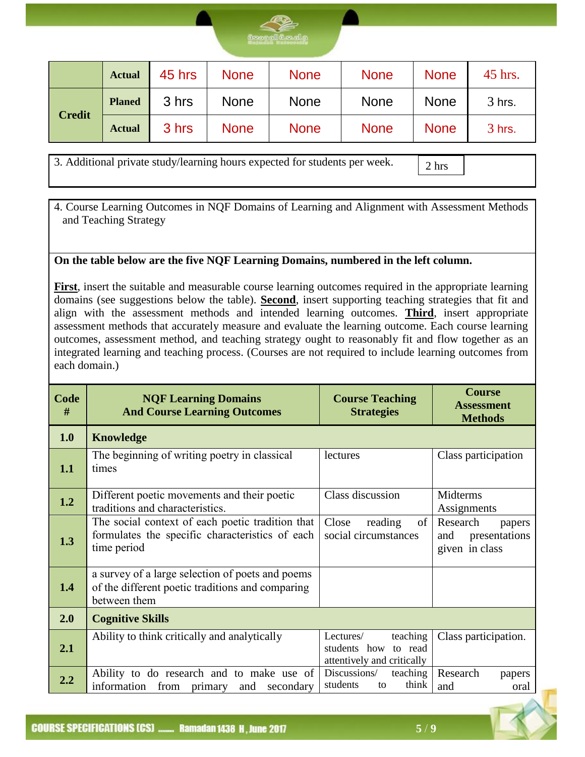| | | | | | | | |
|---|---|---|---|---|---|---|---|
| | Actual | 45 hrs | None | None | None | None | 45 hrs. |
| Credit | Planed | 3 hrs | None | None | None | None | 3 hrs. |
| | Actual | 3 hrs | None | None | None | None | 3 hrs. |

3. Additional private study/learning hours expected for students per week. | 2 hrs |

4. Course Learning Outcomes in NQF Domains of Learning and Alignment with Assessment Methods and Teaching Strategy

**On the table below are the five NQF Learning Domains, numbered in the left column.**

**First**, insert the suitable and measurable course learning outcomes required in the appropriate learning domains (see suggestions below the table). **Second**, insert supporting teaching strategies that fit and align with the assessment methods and intended learning outcomes. **Third**, insert appropriate assessment methods that accurately measure and evaluate the learning outcome. Each course learning outcomes, assessment method, and teaching strategy ought to reasonably fit and flow together as an integrated learning and teaching process. (Courses are not required to include learning outcomes from each domain.)

| Code # | NQF Learning Domains And Course Learning Outcomes | Course Teaching Strategies | Course Assessment Methods |
|---|---|---|---|
| **1.0** | **Knowledge** | | |
| **1.1** | The beginning of writing poetry in classical times | lectures | Class participation |
| **1.2** | Different poetic movements and their poetic traditions and characteristics. | Class discussion | Midterms Assignments |
| **1.3** | The social context of each poetic tradition that formulates the specific characteristics of each time period | Close reading of social circumstances | Research papers and presentations given in class |
| **1.4** | a survey of a large selection of poets and poems of the different poetic traditions and comparing between them | | |
| **2.0** | **Cognitive Skills** | | |
| **2.1** | Ability to think critically and analytically | Lectures/ teaching students how to read attentively and critically | Class participation. |
| **2.2** | Ability to do research and to make use of information from primary and secondary | Discussions/ teaching students to think | Research papers and oral |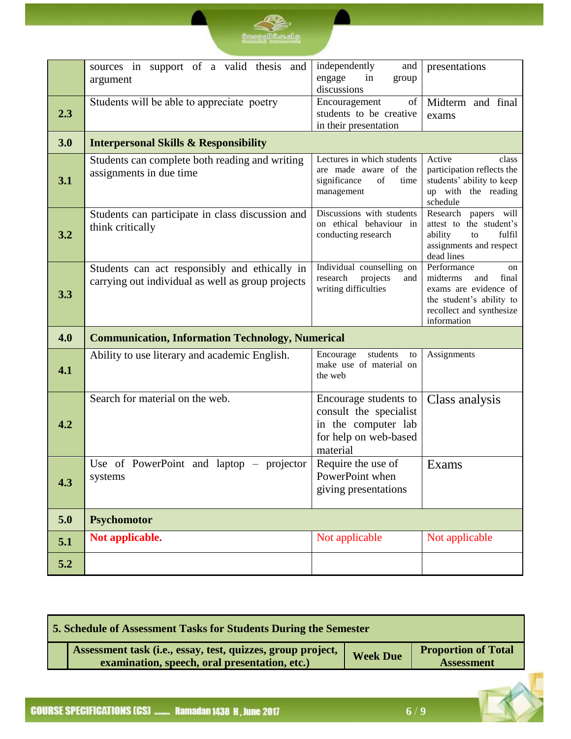| | | | |
|---|---|---|---|
| | sources in support of a valid thesis and argument | independently and engage in group discussions | presentations |
| **2.3** | Students will be able to appreciate poetry | Encouragement of students to be creative in their presentation | Midterm and final exams |
| **3.0** | **Interpersonal Skills & Responsibility** | | |
| **3.1** | Students can complete both reading and writing assignments in due time | Lectures in which students are made aware of the significance of time management | Active class participation reflects the students' ability to keep up with the reading schedule |
| **3.2** | Students can participate in class discussion and think critically | Discussions with students on ethical behaviour in conducting research | Research papers will attest to the student's ability to fulfil assignments and respect dead lines |
| **3.3** | Students can act responsibly and ethically in carrying out individual as well as group projects | Individual counselling on research projects and writing difficulties | Performance on midterms and final exams are evidence of the student's ability to recollect and synthesize information |
| **4.0** | **Communication, Information Technology, Numerical** | | |
| **4.1** | Ability to use literary and academic English. | Encourage students to make use of material on the web | Assignments |
| **4.2** | Search for material on the web. | Encourage students to consult the specialist in the computer lab for help on web-based material | Class analysis |
| **4.3** | Use of PowerPoint and laptop – projector systems | Require the use of PowerPoint when giving presentations | Exams |
| **5.0** | **Psychomotor** | | |
| **5.1** | **Not applicable.** | Not applicable | Not applicable |
| **5.2** | | | |

| **5. Schedule of Assessment Tasks for Students During the Semester** | | | |
|---|---|---|---|
| | **Assessment task (i.e., essay, test, quizzes, group project, examination, speech, oral presentation, etc.)** | **Week Due** | **Proportion of Total Assessment** |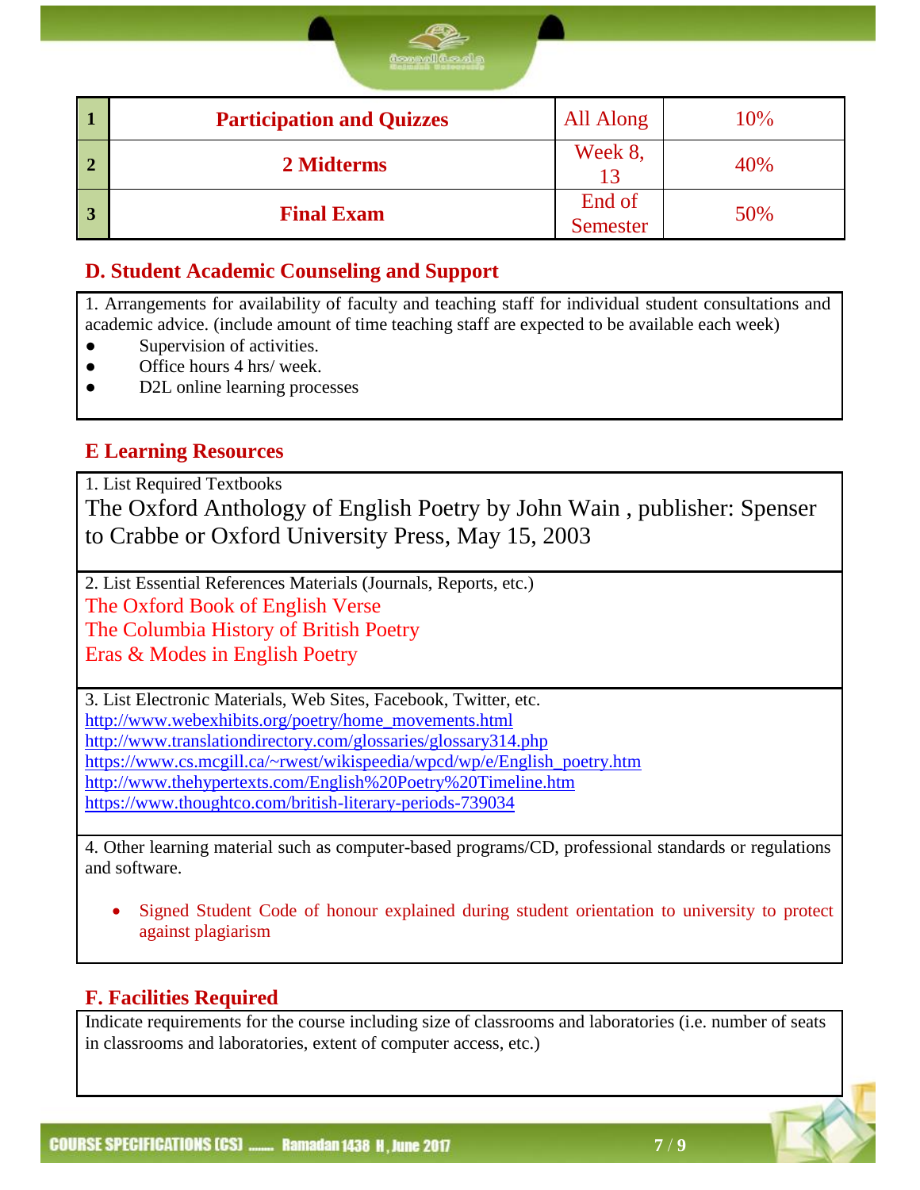| 1 | Participation and Quizzes | All Along | 10% |
|---|---|---|---|
| 2 | 2 Midterms | Week 8, 13 | 40% |
| 3 | Final Exam | End of Semester | 50% |

## D. Student Academic Counseling and Support

1. Arrangements for availability of faculty and teaching staff for individual student consultations and academic advice. (include amount of time teaching staff are expected to be available each week)

- Supervision of activities.
- Office hours 4 hrs/ week.
- D2L online learning processes

## E Learning Resources

1. List Required Textbooks

The Oxford Anthology of English Poetry by John Wain , publisher: Spenser to Crabbe or Oxford University Press, May 15, 2003

2. List Essential References Materials (Journals, Reports, etc.)

The Oxford Book of English Verse
The Columbia History of British Poetry
Eras & Modes in English Poetry

3. List Electronic Materials, Web Sites, Facebook, Twitter, etc.

http://www.webexhibits.org/poetry/home_movements.html
http://www.translationdirectory.com/glossaries/glossary314.php
https://www.cs.mcgill.ca/~rwest/wikispeedia/wpcd/wp/e/English_poetry.htm
http://www.thehypertexts.com/English%20Poetry%20Timeline.htm
https://www.thoughtco.com/british-literary-periods-739034

4. Other learning material such as computer-based programs/CD, professional standards or regulations and software.

- Signed Student Code of honour explained during student orientation to university to protect against plagiarism

## F. Facilities Required

Indicate requirements for the course including size of classrooms and laboratories (i.e. number of seats in classrooms and laboratories, extent of computer access, etc.)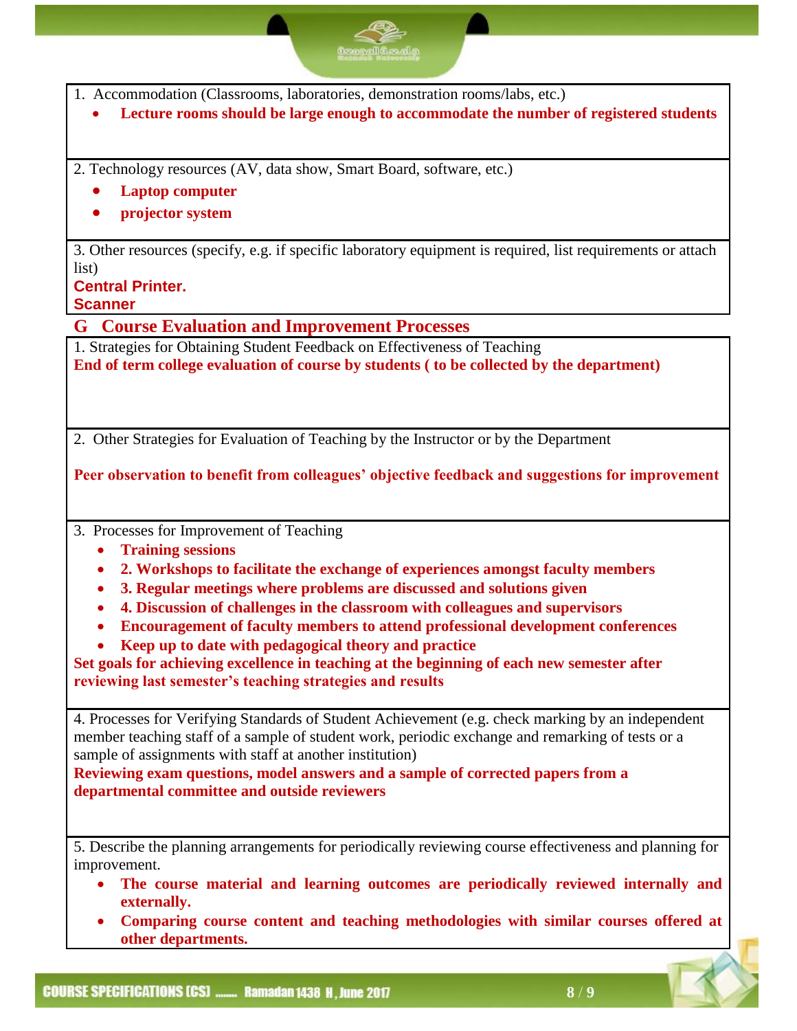1. Accommodation (Classrooms, laboratories, demonstration rooms/labs, etc.)

- **Lecture rooms should be large enough to accommodate the number of registered students**

2. Technology resources (AV, data show, Smart Board, software, etc.)

- **Laptop computer**
- **projector system**

3. Other resources (specify, e.g. if specific laboratory equipment is required, list requirements or attach list)

**Central Printer.**
**Scanner**

## G Course Evaluation and Improvement Processes

1. Strategies for Obtaining Student Feedback on Effectiveness of Teaching

**End of term college evaluation of course by students ( to be collected by the department)**

2. Other Strategies for Evaluation of Teaching by the Instructor or by the Department

**Peer observation to benefit from colleagues' objective feedback and suggestions for improvement**

3. Processes for Improvement of Teaching

- **Training sessions**
- **2. Workshops to facilitate the exchange of experiences amongst faculty members**
- **3. Regular meetings where problems are discussed and solutions given**
- **4. Discussion of challenges in the classroom with colleagues and supervisors**
- **Encouragement of faculty members to attend professional development conferences**
- **Keep up to date with pedagogical theory and practice**

**Set goals for achieving excellence in teaching at the beginning of each new semester after reviewing last semester's teaching strategies and results**

4. Processes for Verifying Standards of Student Achievement (e.g. check marking by an independent member teaching staff of a sample of student work, periodic exchange and remarking of tests or a sample of assignments with staff at another institution)

**Reviewing exam questions, model answers and a sample of corrected papers from a departmental committee and outside reviewers**

5. Describe the planning arrangements for periodically reviewing course effectiveness and planning for improvement.

- **The course material and learning outcomes are periodically reviewed internally and externally.**
- **Comparing course content and teaching methodologies with similar courses offered at other departments.**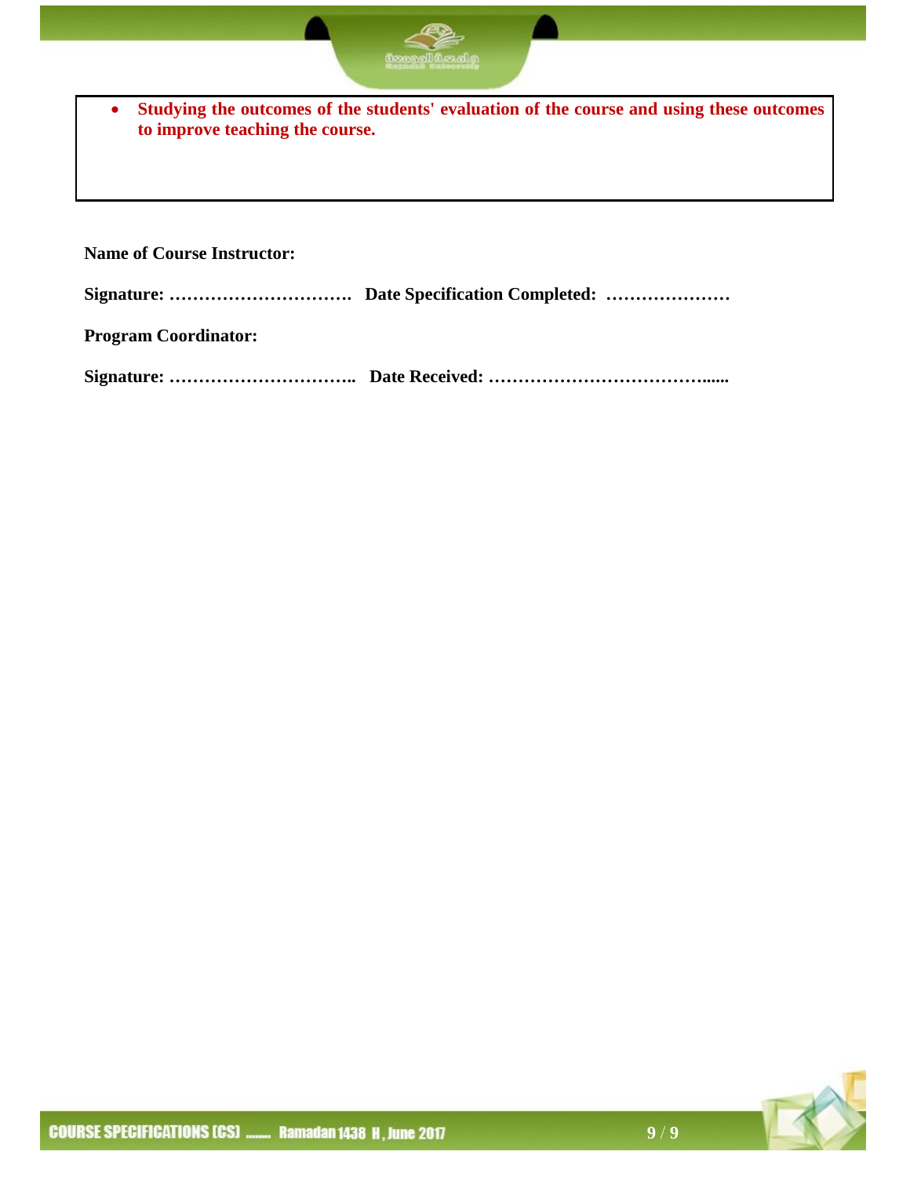- **Studying the outcomes of the students' evaluation of the course and using these outcomes to improve teaching the course.**

**Name of Course Instructor:**

**Signature: …………………………. Date Specification Completed: …………………**

**Program Coordinator:**

**Signature: ………………………….. Date Received: ……………………………......**